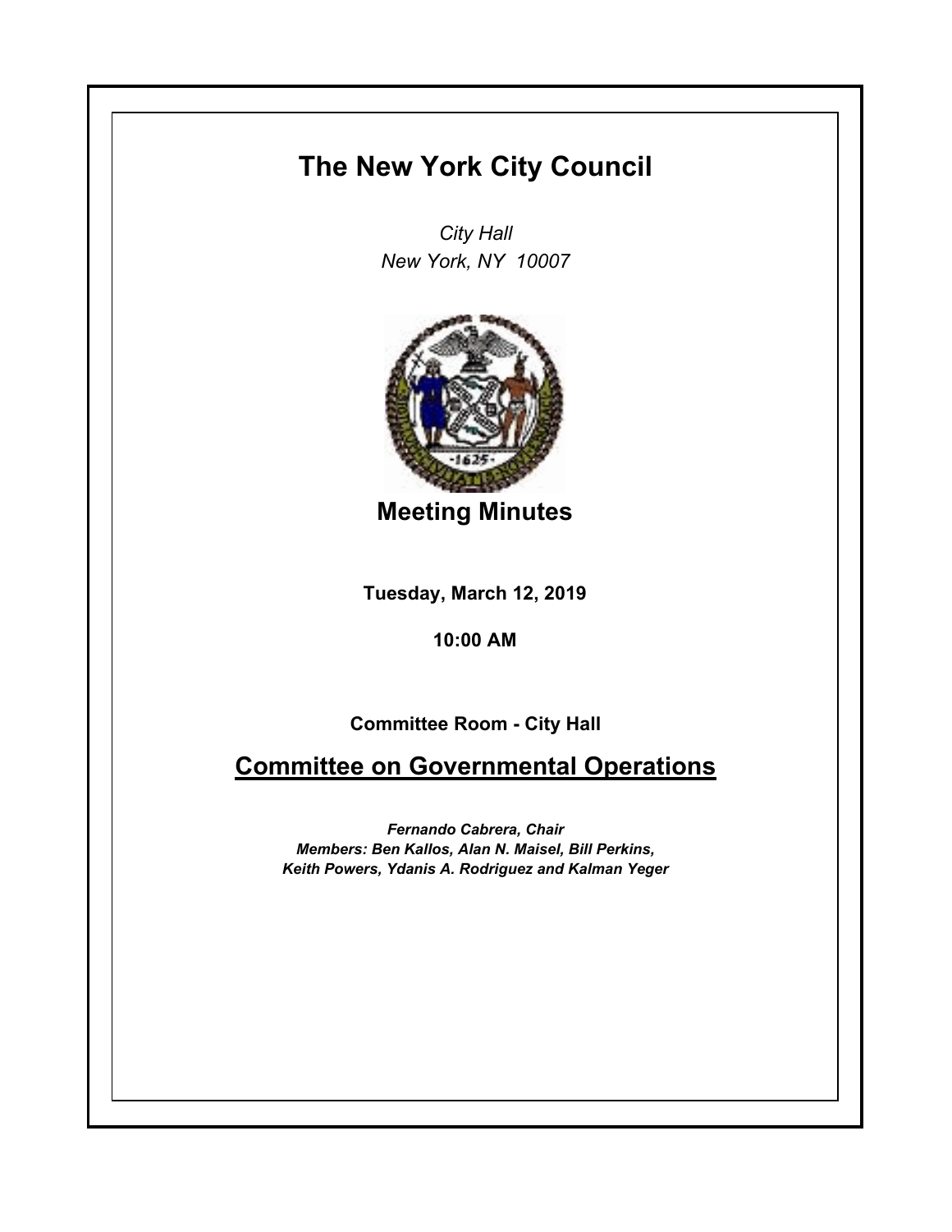# The New York City Council

*City Hall*
*New York, NY 10007*

## Meeting Minutes

**Tuesday, March 12, 2019**

**10:00 AM**

**Committee Room - City Hall**

## Committee on Governmental Operations

***Fernando Cabrera, Chair***
***Members: Ben Kallos, Alan N. Maisel, Bill Perkins, Keith Powers, Ydanis A. Rodriguez and Kalman Yeger***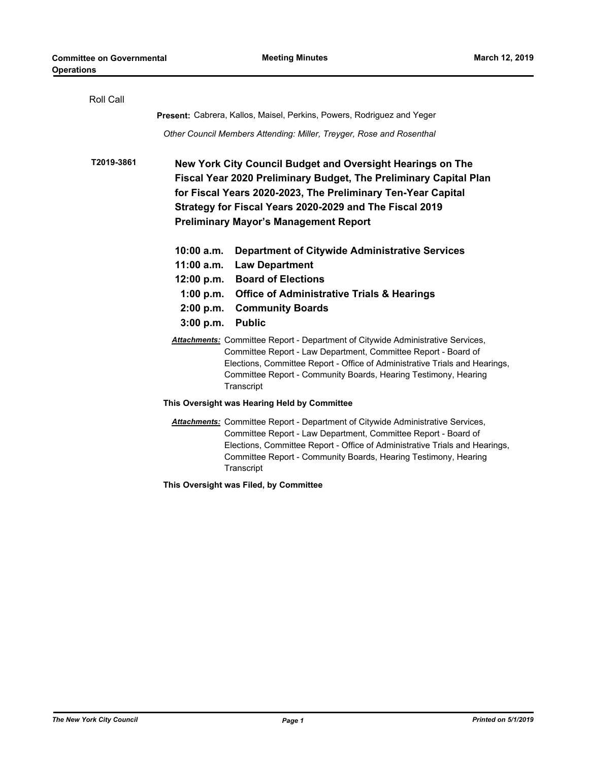Roll Call

**Present:** Cabrera, Kallos, Maisel, Perkins, Powers, Rodriguez and Yeger

*Other Council Members Attending: Miller, Treyger, Rose and Rosenthal*

**T2019-3861**

**New York City Council Budget and Oversight Hearings on The Fiscal Year 2020 Preliminary Budget, The Preliminary Capital Plan for Fiscal Years 2020-2023, The Preliminary Ten-Year Capital Strategy for Fiscal Years 2020-2029 and The Fiscal 2019 Preliminary Mayor's Management Report**

**10:00 a.m. Department of Citywide Administrative Services**
**11:00 a.m. Law Department**
**12:00 p.m. Board of Elections**
**1:00 p.m. Office of Administrative Trials & Hearings**
**2:00 p.m. Community Boards**
**3:00 p.m. Public**

***Attachments:*** Committee Report - Department of Citywide Administrative Services, Committee Report - Law Department, Committee Report - Board of Elections, Committee Report - Office of Administrative Trials and Hearings, Committee Report - Community Boards, Hearing Testimony, Hearing Transcript

**This Oversight was Hearing Held by Committee**

***Attachments:*** Committee Report - Department of Citywide Administrative Services, Committee Report - Law Department, Committee Report - Board of Elections, Committee Report - Office of Administrative Trials and Hearings, Committee Report - Community Boards, Hearing Testimony, Hearing Transcript

**This Oversight was Filed, by Committee**